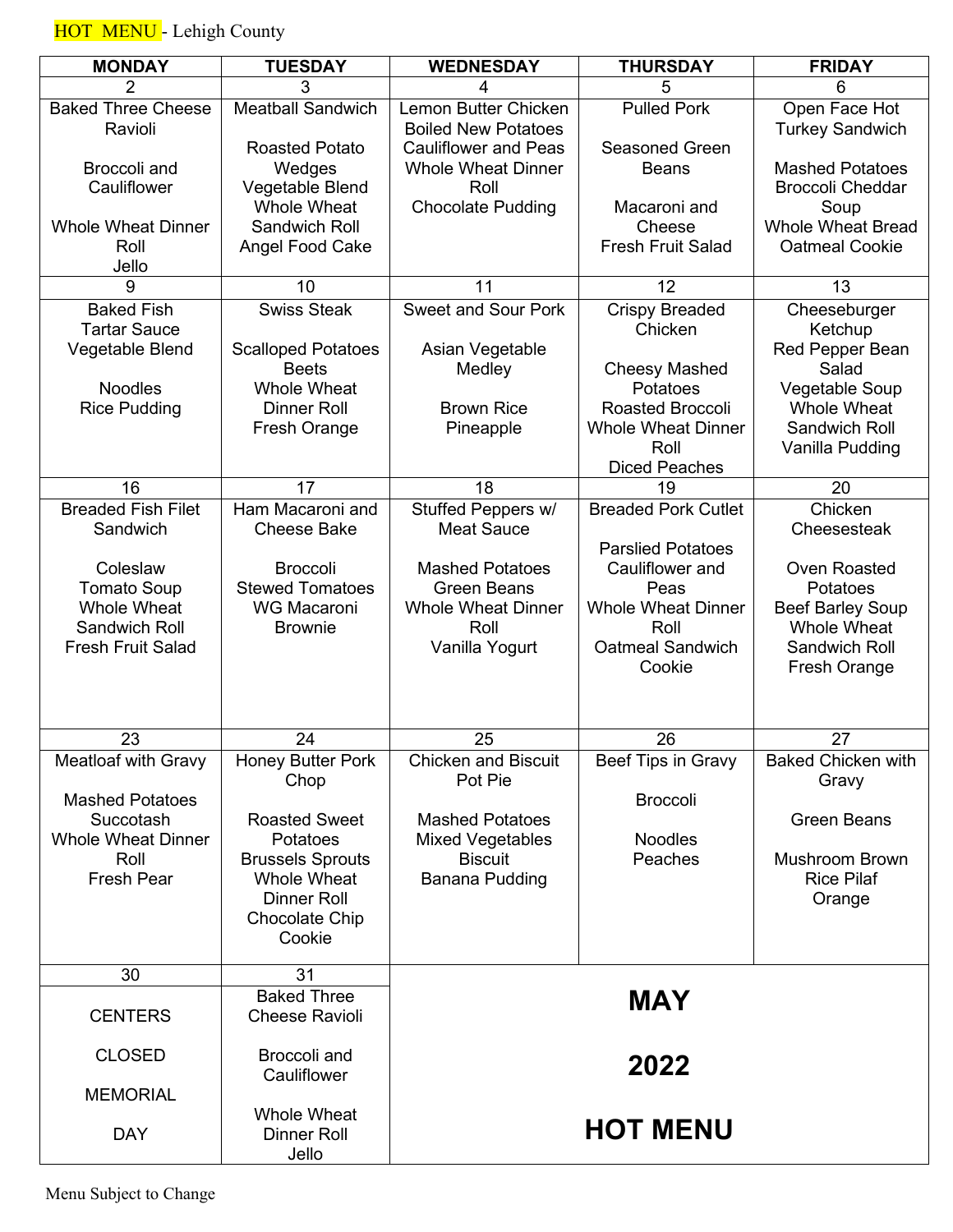**HOT MENU** - Lehigh County

| MONDAY | TUESDAY | WEDNESDAY | THURSDAY | FRIDAY |
|---|---|---|---|---|
| 2 | 3 | 4 | 5 | 6 |
| Baked Three Cheese Ravioli<br><br>Broccoli and Cauliflower<br><br>Whole Wheat Dinner Roll<br>Jello | Meatball Sandwich<br><br>Roasted Potato Wedges<br>Vegetable Blend<br>Whole Wheat Sandwich Roll<br>Angel Food Cake | Lemon Butter Chicken<br>Boiled New Potatoes<br>Cauliflower and Peas<br>Whole Wheat Dinner Roll<br>Chocolate Pudding | Pulled Pork<br><br>Seasoned Green Beans<br><br>Macaroni and Cheese<br>Fresh Fruit Salad | Open Face Hot Turkey Sandwich<br><br>Mashed Potatoes<br>Broccoli Cheddar Soup<br>Whole Wheat Bread<br>Oatmeal Cookie |
| 9 | 10 | 11 | 12 | 13 |
| Baked Fish<br>Tartar Sauce<br>Vegetable Blend<br><br>Noodles<br>Rice Pudding | Swiss Steak<br><br>Scalloped Potatoes<br>Beets<br>Whole Wheat Dinner Roll<br>Fresh Orange | Sweet and Sour Pork<br><br>Asian Vegetable Medley<br><br>Brown Rice<br>Pineapple | Crispy Breaded Chicken<br><br>Cheesy Mashed Potatoes<br>Roasted Broccoli<br>Whole Wheat Dinner Roll<br>Diced Peaches | Cheeseburger<br>Ketchup<br>Red Pepper Bean Salad<br>Vegetable Soup<br>Whole Wheat Sandwich Roll<br>Vanilla Pudding |
| 16 | 17 | 18 | 19 | 20 |
| Breaded Fish Filet Sandwich<br><br>Coleslaw<br>Tomato Soup<br>Whole Wheat Sandwich Roll<br>Fresh Fruit Salad | Ham Macaroni and Cheese Bake<br><br>Broccoli<br>Stewed Tomatoes<br>WG Macaroni<br>Brownie | Stuffed Peppers w/ Meat Sauce<br><br>Mashed Potatoes<br>Green Beans<br>Whole Wheat Dinner Roll<br>Vanilla Yogurt | Breaded Pork Cutlet<br><br>Parslied Potatoes<br>Cauliflower and Peas<br>Whole Wheat Dinner Roll<br>Oatmeal Sandwich Cookie | Chicken Cheesesteak<br><br>Oven Roasted Potatoes<br>Beef Barley Soup<br>Whole Wheat Sandwich Roll<br>Fresh Orange |
| 23 | 24 | 25 | 26 | 27 |
| Meatloaf with Gravy<br><br>Mashed Potatoes<br>Succotash<br>Whole Wheat Dinner Roll<br>Fresh Pear | Honey Butter Pork Chop<br><br>Roasted Sweet Potatoes<br>Brussels Sprouts<br>Whole Wheat Dinner Roll<br>Chocolate Chip Cookie | Chicken and Biscuit Pot Pie<br><br>Mashed Potatoes<br>Mixed Vegetables<br>Biscuit<br>Banana Pudding | Beef Tips in Gravy<br><br>Broccoli<br><br>Noodles<br>Peaches | Baked Chicken with Gravy<br><br>Green Beans<br><br>Mushroom Brown Rice Pilaf<br>Orange |
| 30 | 31 | | | |
| CENTERS<br><br>CLOSED<br><br>MEMORIAL<br><br>DAY | Baked Three Cheese Ravioli<br><br>Broccoli and Cauliflower<br><br>Whole Wheat Dinner Roll<br>Jello | **MAY**<br><br>**2022**<br><br>**HOT MENU** | | |

Menu Subject to Change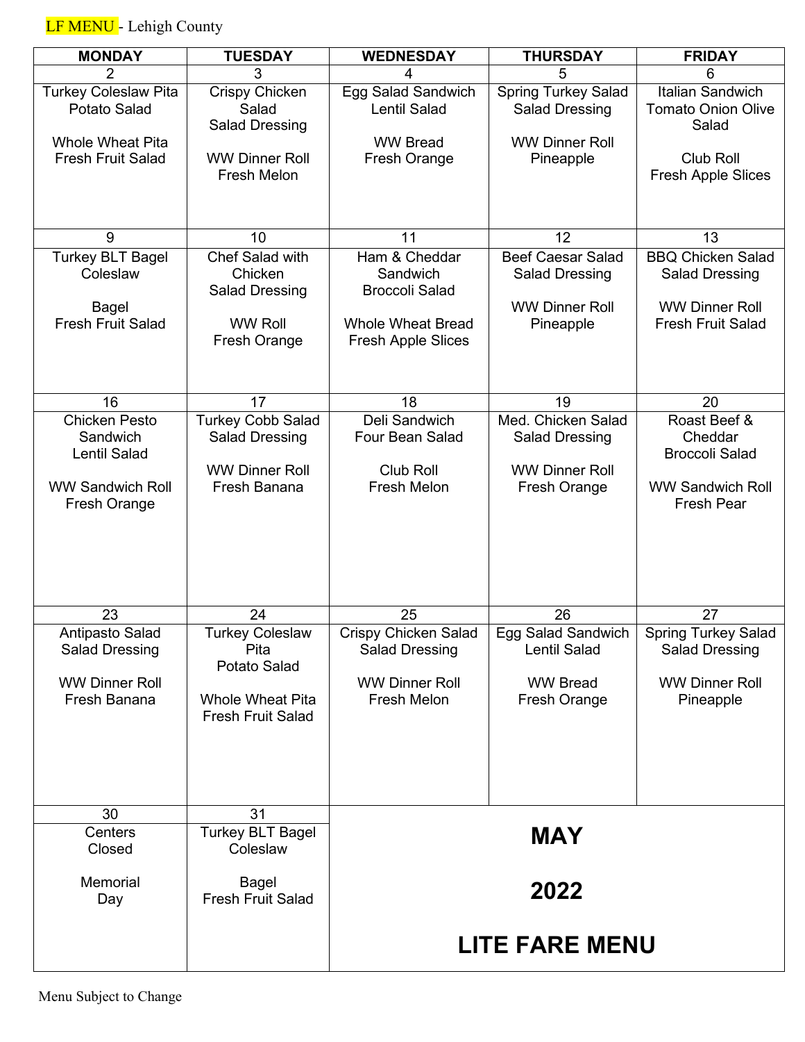LF MENU - Lehigh County

| MONDAY | TUESDAY | WEDNESDAY | THURSDAY | FRIDAY |
|---|---|---|---|---|
| 2 | 3 | 4 | 5 | 6 |
| Turkey Coleslaw Pita<br>Potato Salad<br><br>Whole Wheat Pita<br>Fresh Fruit Salad | Crispy Chicken Salad<br>Salad Dressing<br><br>WW Dinner Roll<br>Fresh Melon | Egg Salad Sandwich<br>Lentil Salad<br><br>WW Bread<br>Fresh Orange | Spring Turkey Salad<br>Salad Dressing<br><br>WW Dinner Roll<br>Pineapple | Italian Sandwich<br>Tomato Onion Olive Salad<br><br>Club Roll<br>Fresh Apple Slices |
| 9 | 10 | 11 | 12 | 13 |
| Turkey BLT Bagel<br>Coleslaw<br><br>Bagel<br>Fresh Fruit Salad | Chef Salad with Chicken<br>Salad Dressing<br><br>WW Roll<br>Fresh Orange | Ham & Cheddar Sandwich<br>Broccoli Salad<br><br>Whole Wheat Bread<br>Fresh Apple Slices | Beef Caesar Salad<br>Salad Dressing<br><br>WW Dinner Roll<br>Pineapple | BBQ Chicken Salad<br>Salad Dressing<br><br>WW Dinner Roll<br>Fresh Fruit Salad |
| 16 | 17 | 18 | 19 | 20 |
| Chicken Pesto Sandwich<br>Lentil Salad<br><br>WW Sandwich Roll<br>Fresh Orange | Turkey Cobb Salad<br>Salad Dressing<br><br>WW Dinner Roll<br>Fresh Banana | Deli Sandwich<br>Four Bean Salad<br><br>Club Roll<br>Fresh Melon | Med. Chicken Salad<br>Salad Dressing<br><br>WW Dinner Roll<br>Fresh Orange | Roast Beef & Cheddar<br>Broccoli Salad<br><br>WW Sandwich Roll<br>Fresh Pear |
| 23 | 24 | 25 | 26 | 27 |
| Antipasto Salad<br>Salad Dressing<br><br>WW Dinner Roll<br>Fresh Banana | Turkey Coleslaw Pita<br>Potato Salad<br><br>Whole Wheat Pita<br>Fresh Fruit Salad | Crispy Chicken Salad<br>Salad Dressing<br><br>WW Dinner Roll<br>Fresh Melon | Egg Salad Sandwich<br>Lentil Salad<br><br>WW Bread<br>Fresh Orange | Spring Turkey Salad<br>Salad Dressing<br><br>WW Dinner Roll<br>Pineapple |
| 30 | 31 | **MAY 2022 LITE FARE MENU** | | |
| Centers Closed<br><br>Memorial Day | Turkey BLT Bagel<br>Coleslaw<br><br>Bagel<br>Fresh Fruit Salad | | | |

Menu Subject to Change